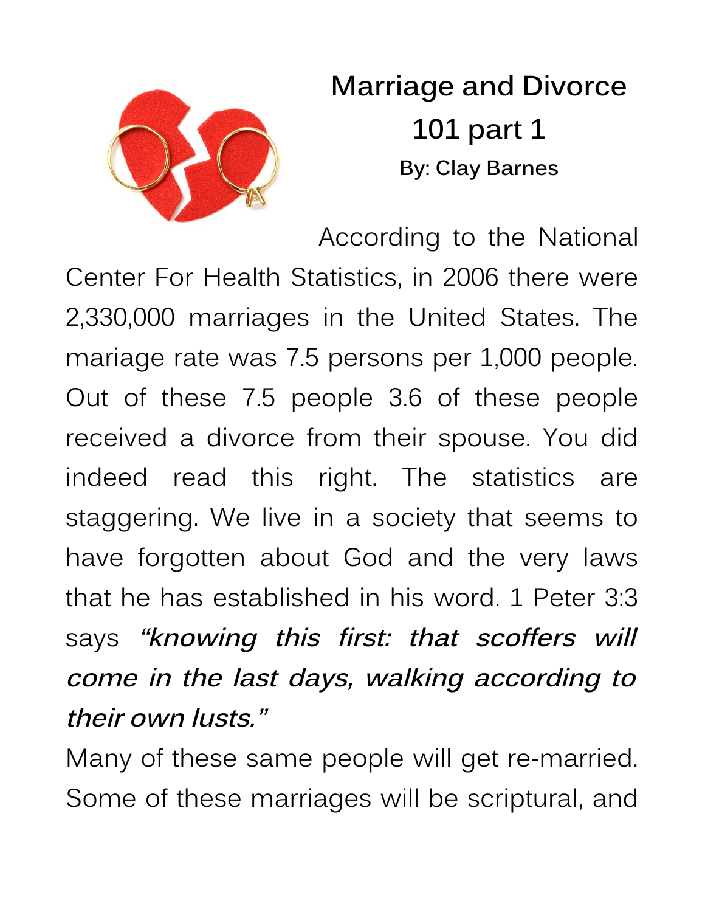# Marriage and Divorce 101 part 1

**By: Clay Barnes**

According to the National Center For Health Statistics, in 2006 there were 2,330,000 marriages in the United States. The mariage rate was 7.5 persons per 1,000 people. Out of these 7.5 people 3.6 of these people received a divorce from their spouse. You did indeed read this right. The statistics are staggering. We live in a society that seems to have forgotten about God and the very laws that he has established in his word. 1 Peter 3:3 says ***"knowing this first: that scoffers will come in the last days, walking according to their own lusts."***

Many of these same people will get re-married. Some of these marriages will be scriptural, and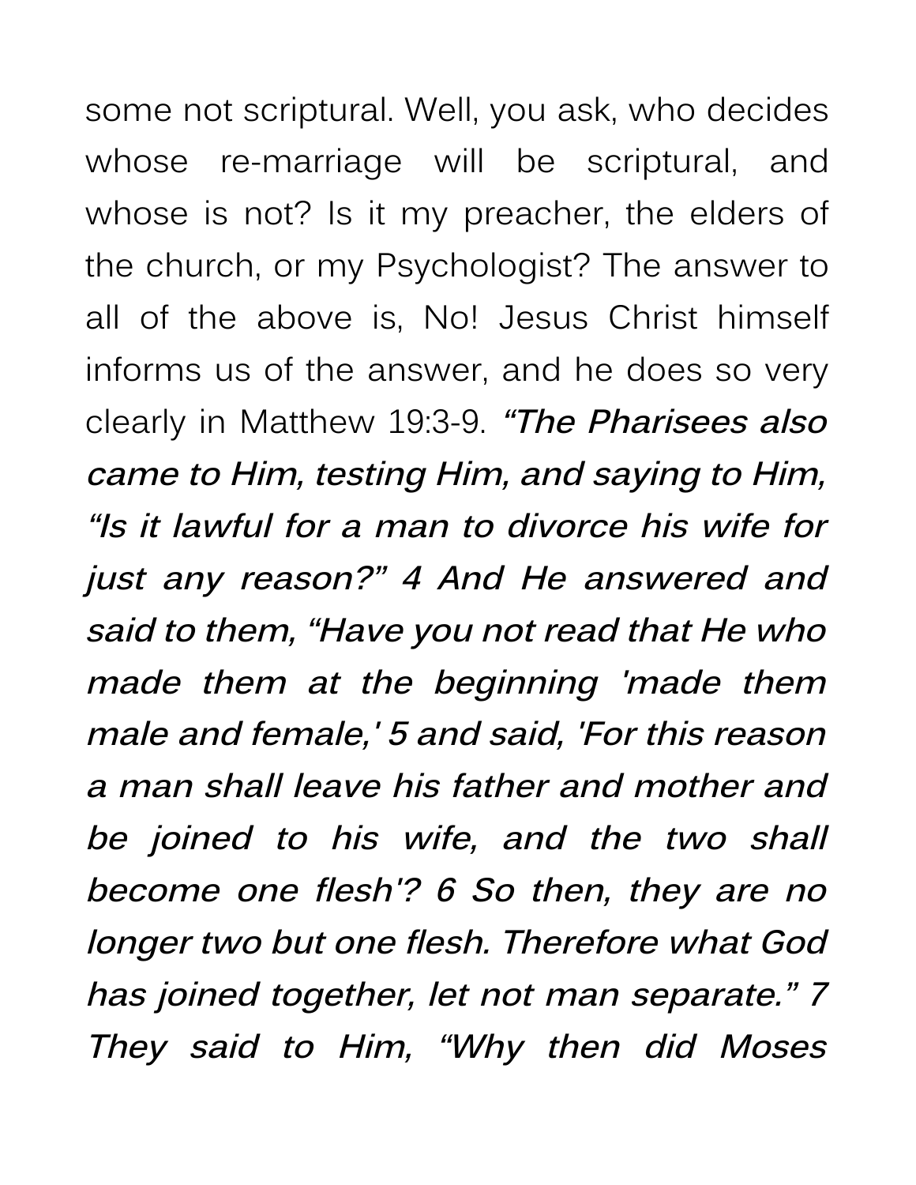some not scriptural. Well, you ask, who decides whose re-marriage will be scriptural, and whose is not? Is it my preacher, the elders of the church, or my Psychologist? The answer to all of the above is, No! Jesus Christ himself informs us of the answer, and he does so very clearly in Matthew 19:3-9. ***"The Pharisees also came to Him, testing Him, and saying to Him, "Is it lawful for a man to divorce his wife for just any reason?" 4 And He answered and said to them, "Have you not read that He who made them at the beginning 'made them male and female,' 5 and said, 'For this reason a man shall leave his father and mother and be joined to his wife, and the two shall become one flesh'? 6 So then, they are no longer two but one flesh. Therefore what God has joined together, let not man separate." 7 They said to Him, "Why then did Moses***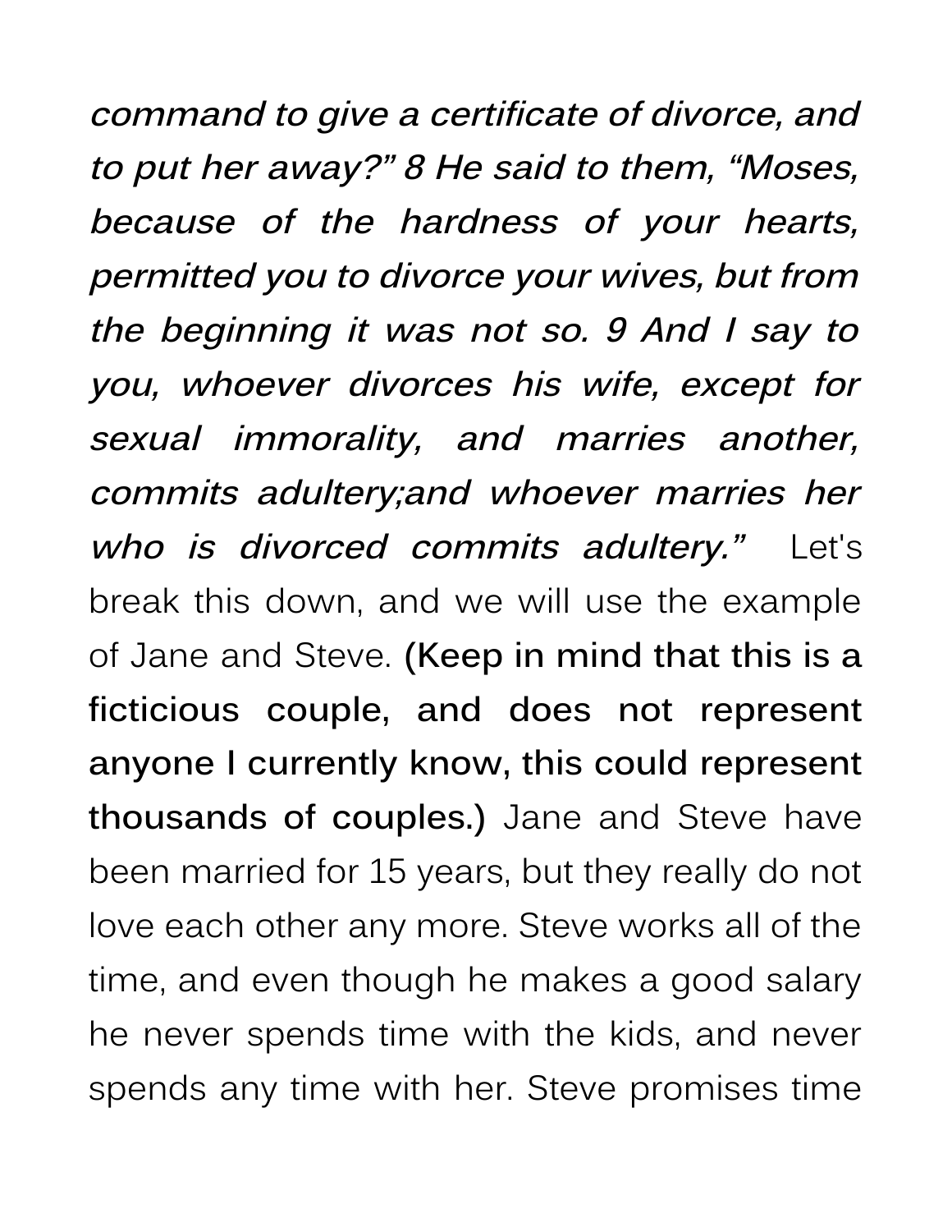*command to give a certificate of divorce, and to put her away?” 8 He said to them, “Moses, because of the hardness of your hearts, permitted you to divorce your wives, but from the beginning it was not so. 9 And I say to you, whoever divorces his wife, except for sexual immorality, and marries another, commits adultery;and whoever marries her who is divorced commits adultery.”* Let's break this down, and we will use the example of Jane and Steve. **(Keep in mind that this is a ficticious couple, and does not represent anyone I currently know, this could represent thousands of couples.)** Jane and Steve have been married for 15 years, but they really do not love each other any more. Steve works all of the time, and even though he makes a good salary he never spends time with the kids, and never spends any time with her. Steve promises time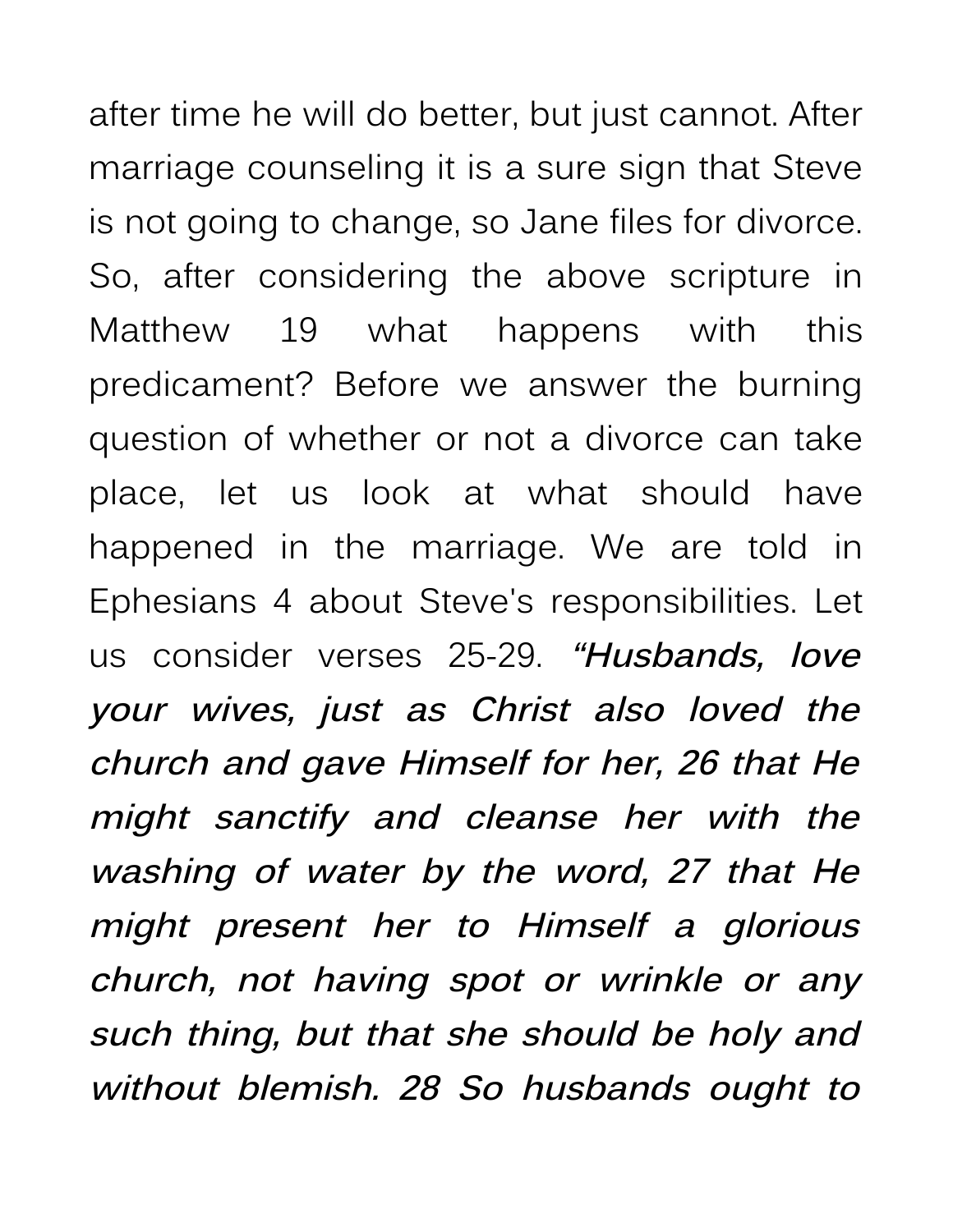after time he will do better, but just cannot. After marriage counseling it is a sure sign that Steve is not going to change, so Jane files for divorce. So, after considering the above scripture in Matthew 19 what happens with this predicament? Before we answer the burning question of whether or not a divorce can take place, let us look at what should have happened in the marriage. We are told in Ephesians 4 about Steve's responsibilities. Let us consider verses 25-29. ***"Husbands, love your wives, just as Christ also loved the church and gave Himself for her, 26 that He might sanctify and cleanse her with the washing of water by the word, 27 that He might present her to Himself a glorious church, not having spot or wrinkle or any such thing, but that she should be holy and without blemish. 28 So husbands ought to***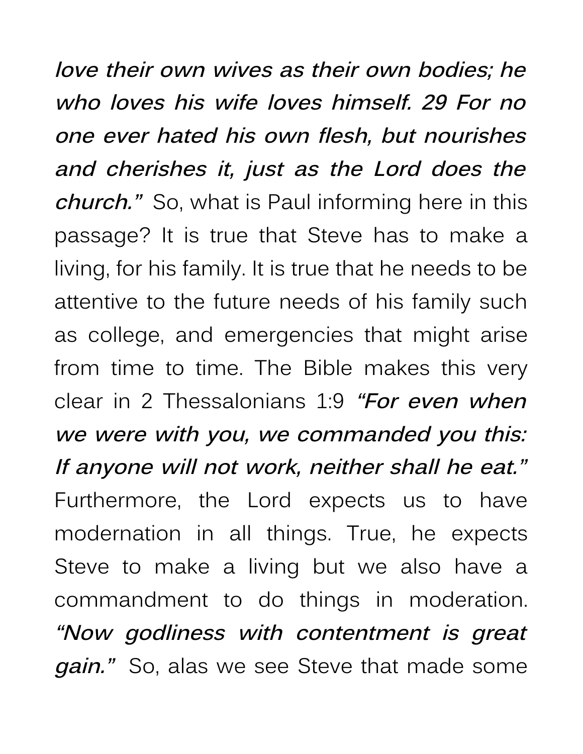***love their own wives as their own bodies; he who loves his wife loves himself. 29 For no one ever hated his own flesh, but nourishes and cherishes it, just as the Lord does the church."*** So, what is Paul informing here in this passage? It is true that Steve has to make a living, for his family. It is true that he needs to be attentive to the future needs of his family such as college, and emergencies that might arise from time to time. The Bible makes this very clear in 2 Thessalonians 1:9 ***"For even when we were with you, we commanded you this: If anyone will not work, neither shall he eat."*** Furthermore, the Lord expects us to have modernation in all things. True, he expects Steve to make a living but we also have a commandment to do things in moderation. ***"Now godliness with contentment is great gain."*** So, alas we see Steve that made some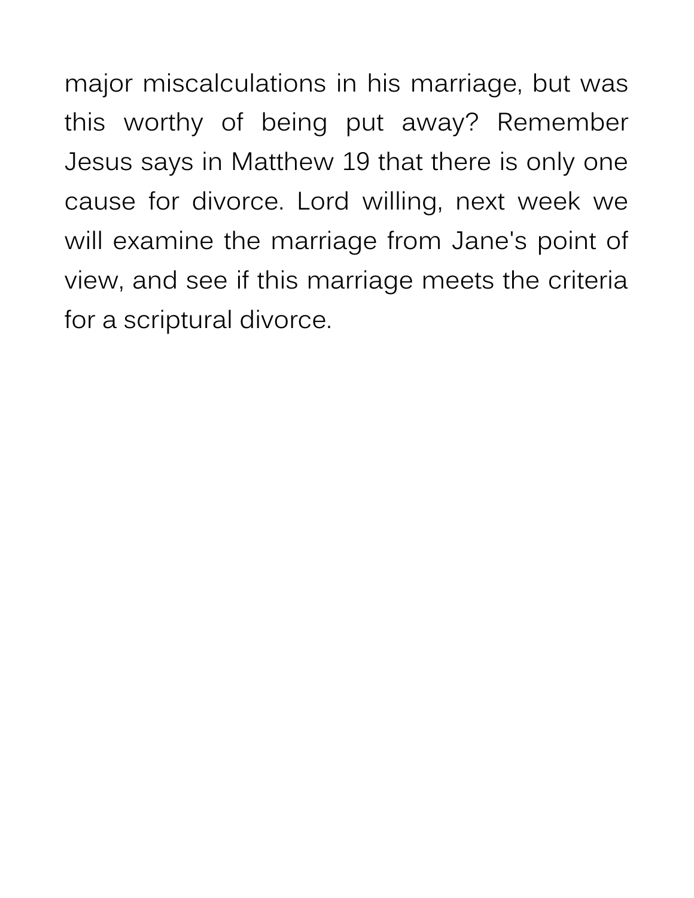major miscalculations in his marriage, but was this worthy of being put away? Remember Jesus says in Matthew 19 that there is only one cause for divorce. Lord willing, next week we will examine the marriage from Jane's point of view, and see if this marriage meets the criteria for a scriptural divorce.